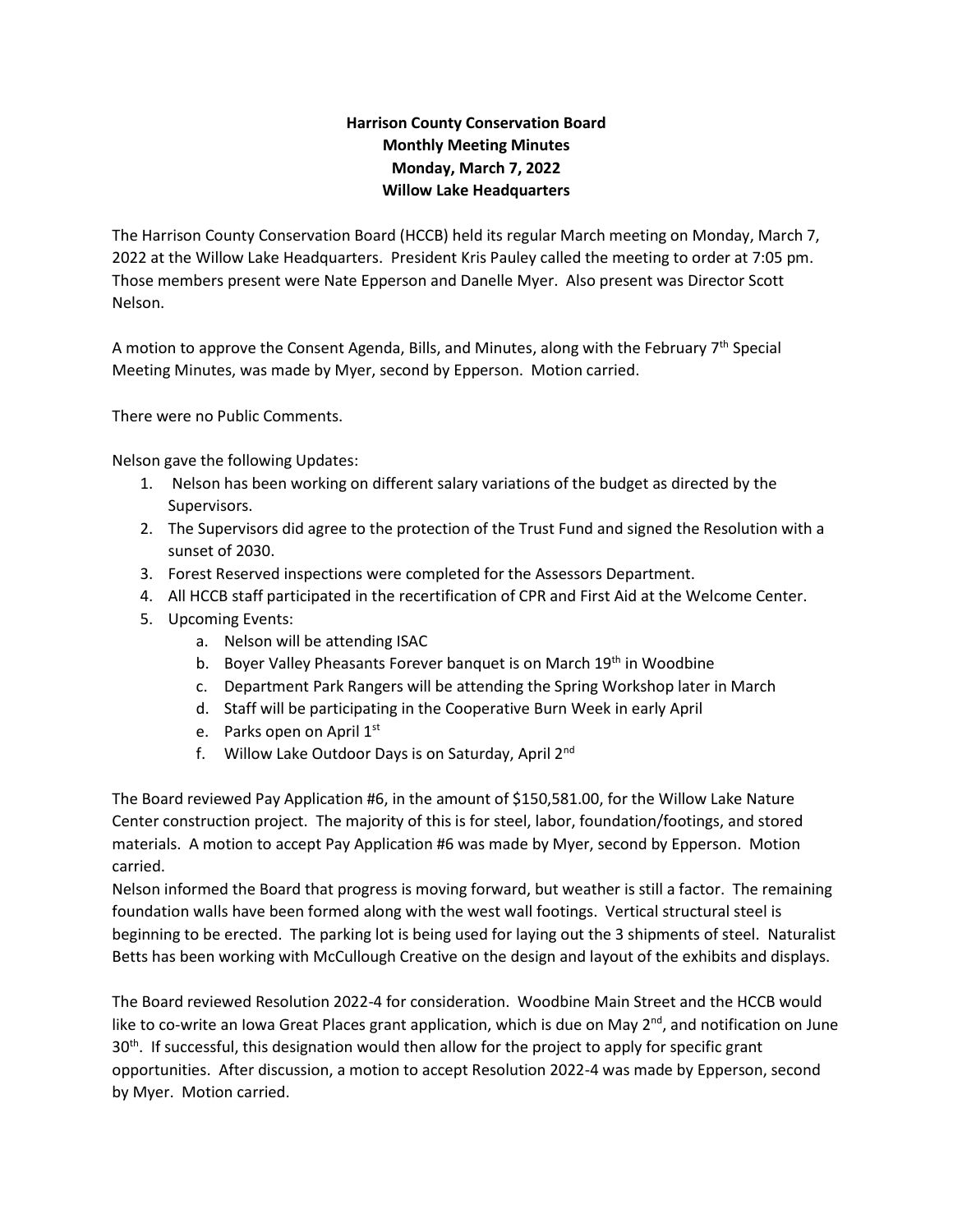**Harrison County Conservation Board**
**Monthly Meeting Minutes**
**Monday, March 7, 2022**
**Willow Lake Headquarters**

The Harrison County Conservation Board (HCCB) held its regular March meeting on Monday, March 7, 2022 at the Willow Lake Headquarters. President Kris Pauley called the meeting to order at 7:05 pm. Those members present were Nate Epperson and Danelle Myer. Also present was Director Scott Nelson.

A motion to approve the Consent Agenda, Bills, and Minutes, along with the February 7th Special Meeting Minutes, was made by Myer, second by Epperson. Motion carried.

There were no Public Comments.

Nelson gave the following Updates:

1. Nelson has been working on different salary variations of the budget as directed by the Supervisors.
2. The Supervisors did agree to the protection of the Trust Fund and signed the Resolution with a sunset of 2030.
3. Forest Reserved inspections were completed for the Assessors Department.
4. All HCCB staff participated in the recertification of CPR and First Aid at the Welcome Center.
5. Upcoming Events:
   a. Nelson will be attending ISAC
   b. Boyer Valley Pheasants Forever banquet is on March 19th in Woodbine
   c. Department Park Rangers will be attending the Spring Workshop later in March
   d. Staff will be participating in the Cooperative Burn Week in early April
   e. Parks open on April 1st
   f. Willow Lake Outdoor Days is on Saturday, April 2nd

The Board reviewed Pay Application #6, in the amount of $150,581.00, for the Willow Lake Nature Center construction project. The majority of this is for steel, labor, foundation/footings, and stored materials. A motion to accept Pay Application #6 was made by Myer, second by Epperson. Motion carried.

Nelson informed the Board that progress is moving forward, but weather is still a factor. The remaining foundation walls have been formed along with the west wall footings. Vertical structural steel is beginning to be erected. The parking lot is being used for laying out the 3 shipments of steel. Naturalist Betts has been working with McCullough Creative on the design and layout of the exhibits and displays.

The Board reviewed Resolution 2022-4 for consideration. Woodbine Main Street and the HCCB would like to co-write an Iowa Great Places grant application, which is due on May 2nd, and notification on June 30th. If successful, this designation would then allow for the project to apply for specific grant opportunities. After discussion, a motion to accept Resolution 2022-4 was made by Epperson, second by Myer. Motion carried.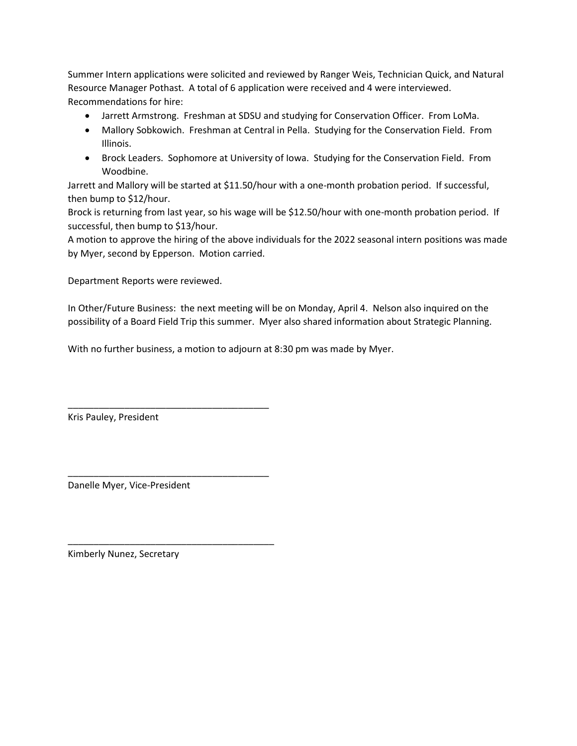Summer Intern applications were solicited and reviewed by Ranger Weis, Technician Quick, and Natural Resource Manager Pothast. A total of 6 application were received and 4 were interviewed. Recommendations for hire:

- Jarrett Armstrong. Freshman at SDSU and studying for Conservation Officer. From LoMa.
- Mallory Sobkowich. Freshman at Central in Pella. Studying for the Conservation Field. From Illinois.
- Brock Leaders. Sophomore at University of Iowa. Studying for the Conservation Field. From Woodbine.

Jarrett and Mallory will be started at $11.50/hour with a one-month probation period. If successful, then bump to $12/hour.
Brock is returning from last year, so his wage will be $12.50/hour with one-month probation period. If successful, then bump to $13/hour.
A motion to approve the hiring of the above individuals for the 2022 seasonal intern positions was made by Myer, second by Epperson. Motion carried.

Department Reports were reviewed.

In Other/Future Business: the next meeting will be on Monday, April 4. Nelson also inquired on the possibility of a Board Field Trip this summer. Myer also shared information about Strategic Planning.

With no further business, a motion to adjourn at 8:30 pm was made by Myer.

________________________________________
Kris Pauley, President

________________________________________
Danelle Myer, Vice-President

________________________________________
Kimberly Nunez, Secretary